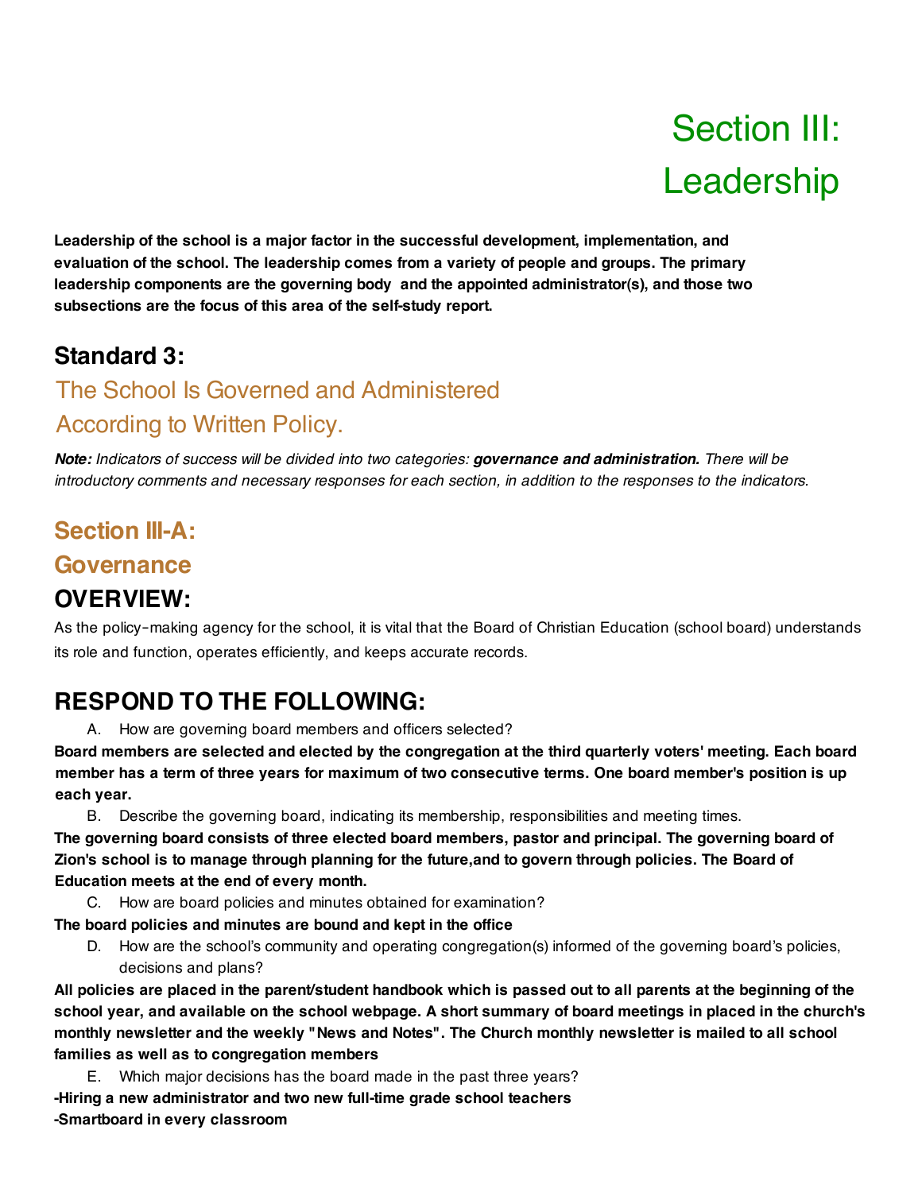# Section III: Leadership

**Leadership of the school is a major factor in the successful development, implementation, and evaluation of the school. The leadership comes from a variety of people and groups. The primary leadership components are the governing body and the appointed administrator(s), and those two subsections are the focus of this area of the self-study report.**

## Standard 3:

### The School Is Governed and Administered According to Written Policy.

***Note:*** *Indicators of success will be divided into two categories:* ***governance and administration.*** *There will be introductory comments and necessary responses for each section, in addition to the responses to the indicators.*

## Section III-A: Governance

## OVERVIEW:

As the policy-making agency for the school, it is vital that the Board of Christian Education (school board) understands its role and function, operates efficiently, and keeps accurate records.

## RESPOND TO THE FOLLOWING:

A. How are governing board members and officers selected?

**Board members are selected and elected by the congregation at the third quarterly voters' meeting. Each board member has a term of three years for maximum of two consecutive terms. One board member's position is up each year.**

B. Describe the governing board, indicating its membership, responsibilities and meeting times.

**The governing board consists of three elected board members, pastor and principal. The governing board of Zion's school is to manage through planning for the future,and to govern through policies. The Board of Education meets at the end of every month.**

C. How are board policies and minutes obtained for examination?

**The board policies and minutes are bound and kept in the office**

D. How are the school's community and operating congregation(s) informed of the governing board's policies, decisions and plans?

**All policies are placed in the parent/student handbook which is passed out to all parents at the beginning of the school year, and available on the school webpage. A short summary of board meetings in placed in the church's monthly newsletter and the weekly "News and Notes". The Church monthly newsletter is mailed to all school families as well as to congregation members**

E. Which major decisions has the board made in the past three years?

**-Hiring a new administrator and two new full-time grade school teachers**

**-Smartboard in every classroom**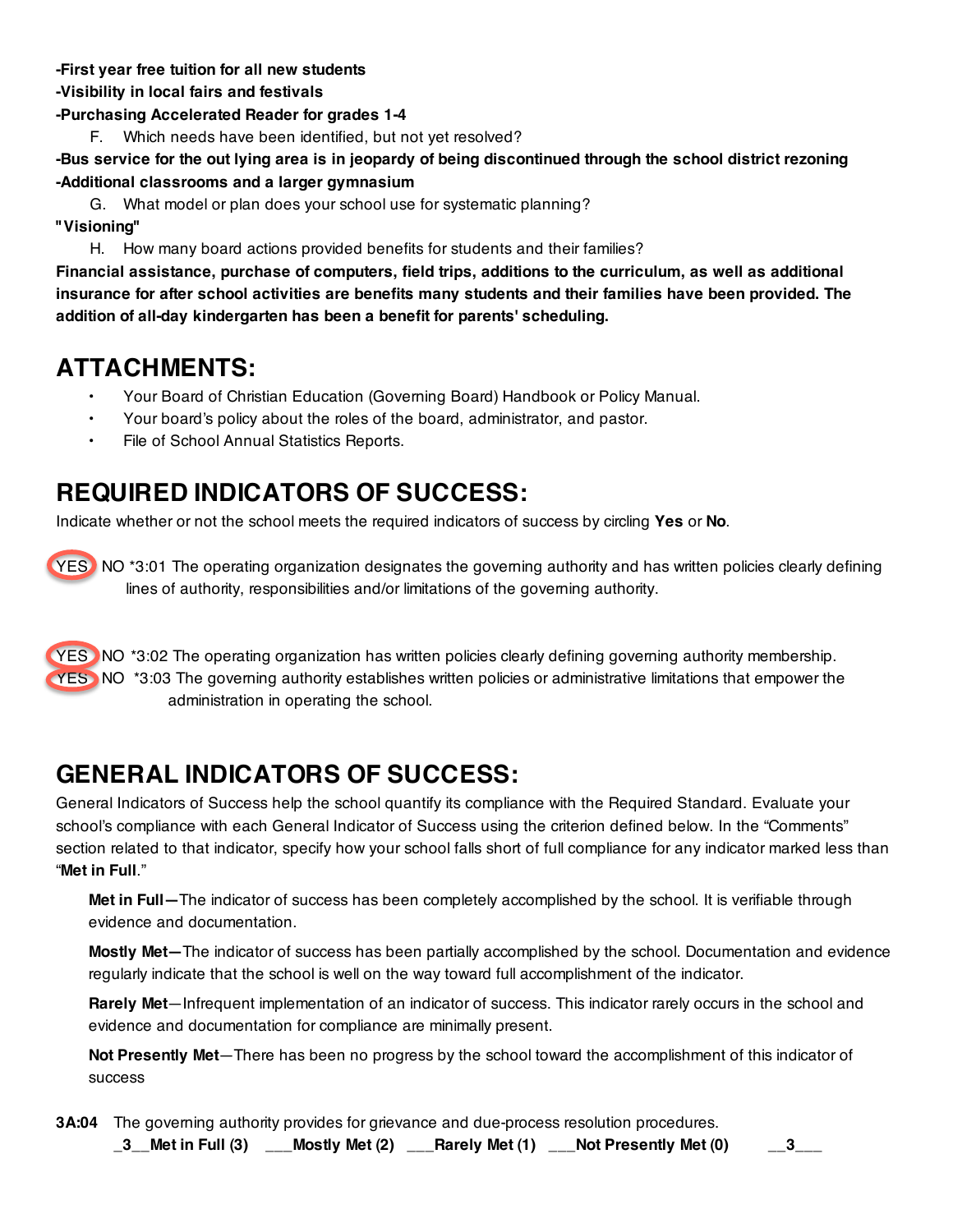**-First year free tuition for all new students**
**-Visibility in local fairs and festivals**
**-Purchasing Accelerated Reader for grades 1-4**

F. Which needs have been identified, but not yet resolved?

**-Bus service for the out lying area is in jeopardy of being discontinued through the school district rezoning**
**-Additional classrooms and a larger gymnasium**

G. What model or plan does your school use for systematic planning?

**"Visioning"**

H. How many board actions provided benefits for students and their families?

**Financial assistance, purchase of computers, field trips, additions to the curriculum, as well as additional insurance for after school activities are benefits many students and their families have been provided. The addition of all-day kindergarten has been a benefit for parents' scheduling.**

# ATTACHMENTS:

- Your Board of Christian Education (Governing Board) Handbook or Policy Manual.
- Your board's policy about the roles of the board, administrator, and pastor.
- File of School Annual Statistics Reports.

# REQUIRED INDICATORS OF SUCCESS:

Indicate whether or not the school meets the required indicators of success by circling **Yes** or **No**.

(YES) NO *3:01 The operating organization designates the governing authority and has written policies clearly defining lines of authority, responsibilities and/or limitations of the governing authority.

(YES) NO *3:02 The operating organization has written policies clearly defining governing authority membership.

(YES) NO *3:03 The governing authority establishes written policies or administrative limitations that empower the administration in operating the school.

# GENERAL INDICATORS OF SUCCESS:

General Indicators of Success help the school quantify its compliance with the Required Standard. Evaluate your school's compliance with each General Indicator of Success using the criterion defined below. In the "Comments" section related to that indicator, specify how your school falls short of full compliance for any indicator marked less than "**Met in Full**."

**Met in Full—**The indicator of success has been completely accomplished by the school. It is verifiable through evidence and documentation.

**Mostly Met—**The indicator of success has been partially accomplished by the school. Documentation and evidence regularly indicate that the school is well on the way toward full accomplishment of the indicator.

**Rarely Met**—Infrequent implementation of an indicator of success. This indicator rarely occurs in the school and evidence and documentation for compliance are minimally present.

**Not Presently Met**—There has been no progress by the school toward the accomplishment of this indicator of success

**3A:04** The governing authority provides for grievance and due-process resolution procedures.

**_3__Met in Full (3) ___Mostly Met (2) ___Rarely Met (1) ___Not Presently Met (0) __3___**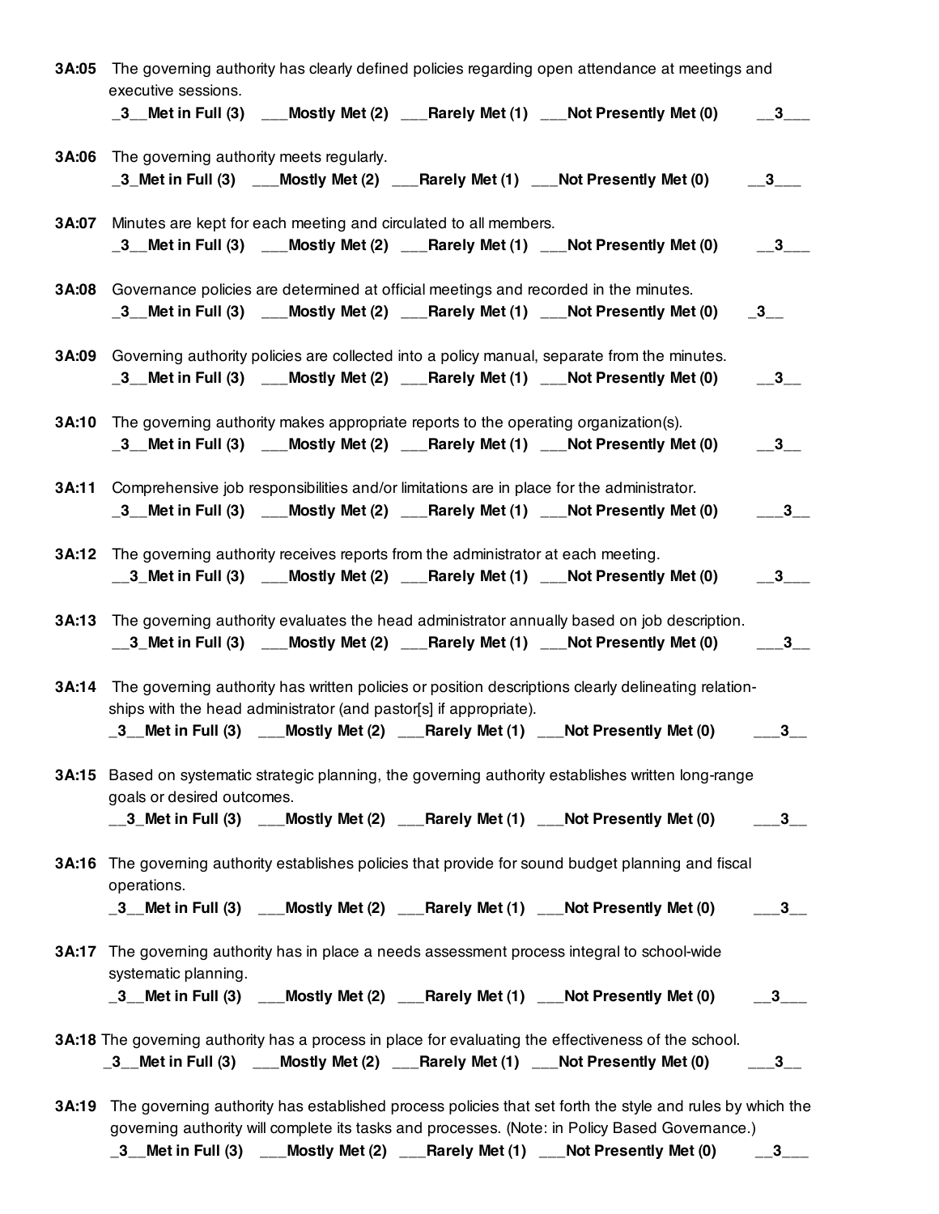**3A:05** The governing authority has clearly defined policies regarding open attendance at meetings and executive sessions.

**_3__Met in Full (3) ___Mostly Met (2) ___Rarely Met (1) ___Not Presently Met (0) __3___**

**3A:06** The governing authority meets regularly.

**_3_Met in Full (3) ___Mostly Met (2) ___Rarely Met (1) ___Not Presently Met (0) __3___**

**3A:07** Minutes are kept for each meeting and circulated to all members.

**_3__Met in Full (3) ___Mostly Met (2) ___Rarely Met (1) ___Not Presently Met (0) __3___**

**3A:08** Governance policies are determined at official meetings and recorded in the minutes.

**_3__Met in Full (3) ___Mostly Met (2) ___Rarely Met (1) ___Not Presently Met (0) _3__**

**3A:09** Governing authority policies are collected into a policy manual, separate from the minutes.

**_3__Met in Full (3) ___Mostly Met (2) ___Rarely Met (1) ___Not Presently Met (0) __3__**

**3A:10** The governing authority makes appropriate reports to the operating organization(s).

**_3__Met in Full (3) ___Mostly Met (2) ___Rarely Met (1) ___Not Presently Met (0) __3__**

**3A:11** Comprehensive job responsibilities and/or limitations are in place for the administrator.

**_3__Met in Full (3) ___Mostly Met (2) ___Rarely Met (1) ___Not Presently Met (0) ___3__**

**3A:12** The governing authority receives reports from the administrator at each meeting.

**__3_Met in Full (3) ___Mostly Met (2) ___Rarely Met (1) ___Not Presently Met (0) __3___**

**3A:13** The governing authority evaluates the head administrator annually based on job description.

**__3_Met in Full (3) ___Mostly Met (2) ___Rarely Met (1) ___Not Presently Met (0) ___3__**

**3A:14** The governing authority has written policies or position descriptions clearly delineating relationships with the head administrator (and pastor[s] if appropriate).

**_3__Met in Full (3) ___Mostly Met (2) ___Rarely Met (1) ___Not Presently Met (0) ___3__**

**3A:15** Based on systematic strategic planning, the governing authority establishes written long-range goals or desired outcomes.

**__3_Met in Full (3) ___Mostly Met (2) ___Rarely Met (1) ___Not Presently Met (0) ___3__**

**3A:16** The governing authority establishes policies that provide for sound budget planning and fiscal operations.

**_3__Met in Full (3) ___Mostly Met (2) ___Rarely Met (1) ___Not Presently Met (0) ___3__**

**3A:17** The governing authority has in place a needs assessment process integral to school-wide systematic planning.

**_3__Met in Full (3) ___Mostly Met (2) ___Rarely Met (1) ___Not Presently Met (0) __3___**

**3A:18** The governing authority has a process in place for evaluating the effectiveness of the school.

**_3__Met in Full (3) ___Mostly Met (2) ___Rarely Met (1) ___Not Presently Met (0) ___3__**

**3A:19** The governing authority has established process policies that set forth the style and rules by which the governing authority will complete its tasks and processes. (Note: in Policy Based Governance.)

**_3__Met in Full (3) ___Mostly Met (2) ___Rarely Met (1) ___Not Presently Met (0) __3___**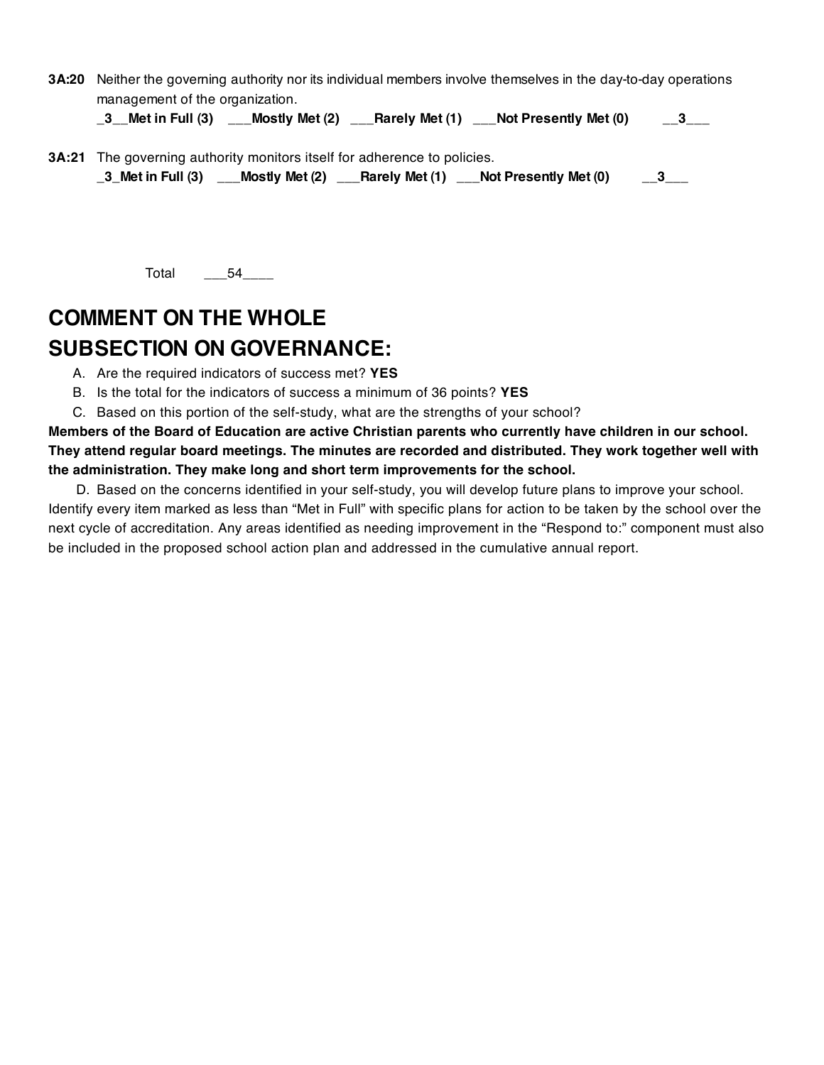**3A:20** Neither the governing authority nor its individual members involve themselves in the day-to-day operations management of the organization.

**_3__Met in Full (3)  ___Mostly Met (2)  ___Rarely Met (1)  ___Not Presently Met (0)  __3___**

**3A:21** The governing authority monitors itself for adherence to policies.

**_3_Met in Full (3)  ___Mostly Met (2)  ___Rarely Met (1)  ___Not Presently Met (0)  __3___**

Total ___54____

# COMMENT ON THE WHOLE SUBSECTION ON GOVERNANCE:

A. Are the required indicators of success met? **YES**

B. Is the total for the indicators of success a minimum of 36 points? **YES**

C. Based on this portion of the self-study, what are the strengths of your school?

**Members of the Board of Education are active Christian parents who currently have children in our school. They attend regular board meetings. The minutes are recorded and distributed. They work together well with the administration. They make long and short term improvements for the school.**

D. Based on the concerns identified in your self-study, you will develop future plans to improve your school. Identify every item marked as less than "Met in Full" with specific plans for action to be taken by the school over the next cycle of accreditation. Any areas identified as needing improvement in the "Respond to:" component must also be included in the proposed school action plan and addressed in the cumulative annual report.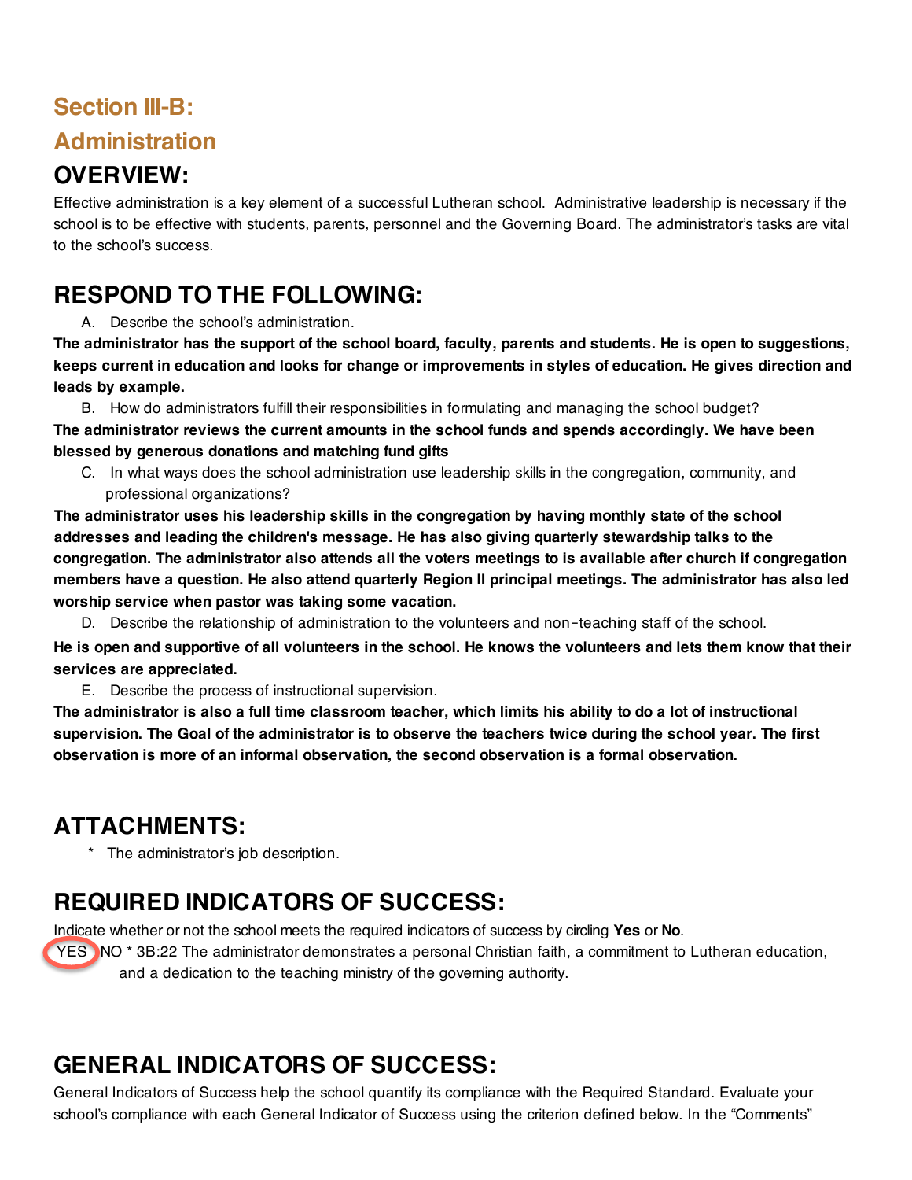# Section III-B: Administration

## OVERVIEW:

Effective administration is a key element of a successful Lutheran school. Administrative leadership is necessary if the school is to be effective with students, parents, personnel and the Governing Board. The administrator's tasks are vital to the school's success.

## RESPOND TO THE FOLLOWING:

A. Describe the school's administration.

**The administrator has the support of the school board, faculty, parents and students. He is open to suggestions, keeps current in education and looks for change or improvements in styles of education. He gives direction and leads by example.**

B. How do administrators fulfill their responsibilities in formulating and managing the school budget?

**The administrator reviews the current amounts in the school funds and spends accordingly. We have been blessed by generous donations and matching fund gifts**

C. In what ways does the school administration use leadership skills in the congregation, community, and professional organizations?

**The administrator uses his leadership skills in the congregation by having monthly state of the school addresses and leading the children's message. He has also giving quarterly stewardship talks to the congregation. The administrator also attends all the voters meetings to is available after church if congregation members have a question. He also attend quarterly Region II principal meetings. The administrator has also led worship service when pastor was taking some vacation.**

D. Describe the relationship of administration to the volunteers and non-teaching staff of the school.

**He is open and supportive of all volunteers in the school. He knows the volunteers and lets them know that their services are appreciated.**

E. Describe the process of instructional supervision.

**The administrator is also a full time classroom teacher, which limits his ability to do a lot of instructional supervision. The Goal of the administrator is to observe the teachers twice during the school year. The first observation is more of an informal observation, the second observation is a formal observation.**

## ATTACHMENTS:

* The administrator's job description.

## REQUIRED INDICATORS OF SUCCESS:

Indicate whether or not the school meets the required indicators of success by circling **Yes** or **No**.

(YES circled) NO * 3B:22 The administrator demonstrates a personal Christian faith, a commitment to Lutheran education, and a dedication to the teaching ministry of the governing authority.

## GENERAL INDICATORS OF SUCCESS:

General Indicators of Success help the school quantify its compliance with the Required Standard. Evaluate your school's compliance with each General Indicator of Success using the criterion defined below. In the "Comments"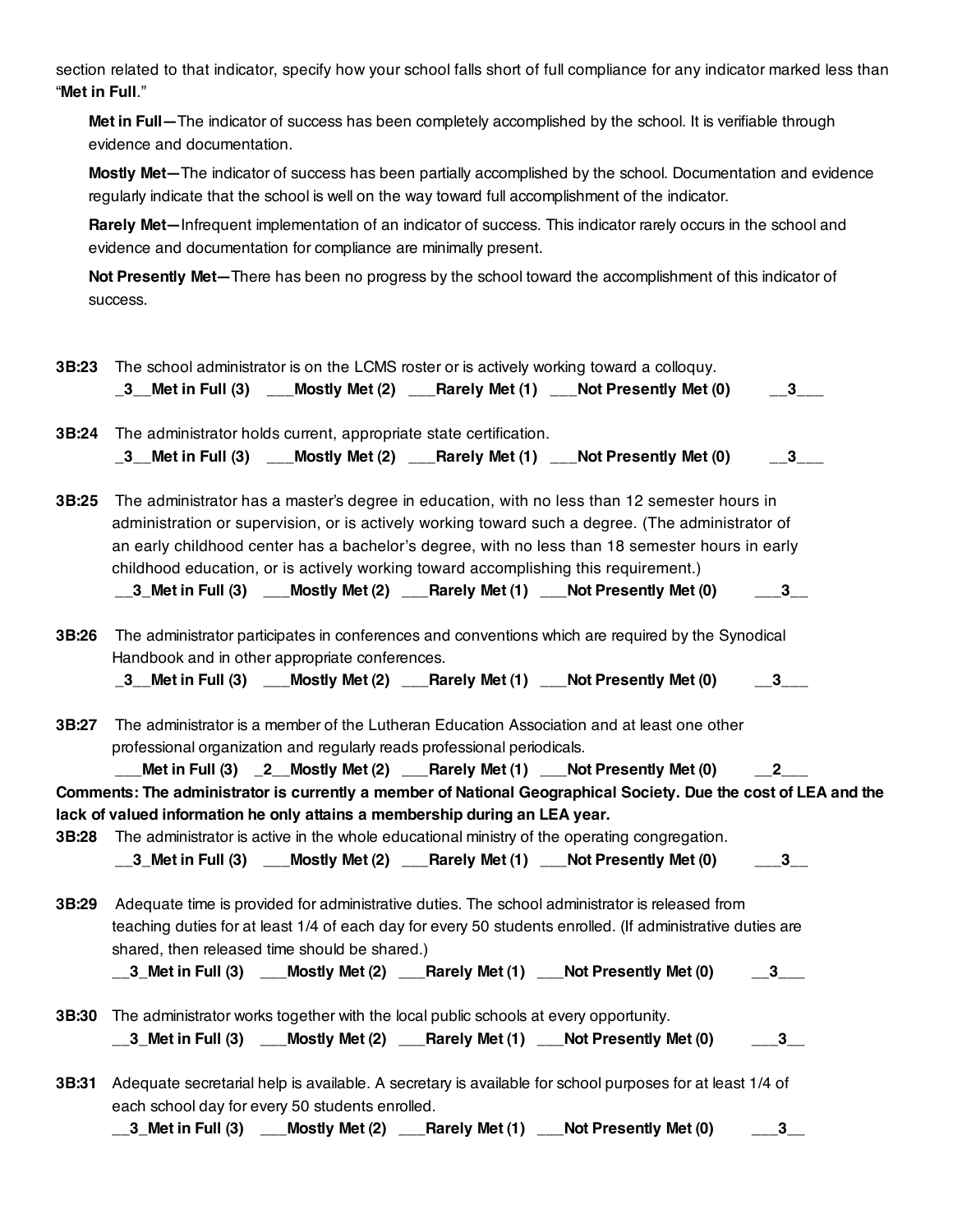section related to that indicator, specify how your school falls short of full compliance for any indicator marked less than "**Met in Full**."

**Met in Full—**The indicator of success has been completely accomplished by the school. It is verifiable through evidence and documentation.

**Mostly Met—**The indicator of success has been partially accomplished by the school. Documentation and evidence regularly indicate that the school is well on the way toward full accomplishment of the indicator.

**Rarely Met—**Infrequent implementation of an indicator of success. This indicator rarely occurs in the school and evidence and documentation for compliance are minimally present.

**Not Presently Met—**There has been no progress by the school toward the accomplishment of this indicator of success.

**3B:23** The school administrator is on the LCMS roster or is actively working toward a colloquy.
**_3__Met in Full (3) ___Mostly Met (2) ___Rarely Met (1) ___Not Presently Met (0) __3___**

**3B:24** The administrator holds current, appropriate state certification.
**_3__Met in Full (3) ___Mostly Met (2) ___Rarely Met (1) ___Not Presently Met (0) __3___**

**3B:25** The administrator has a master's degree in education, with no less than 12 semester hours in administration or supervision, or is actively working toward such a degree. (The administrator of an early childhood center has a bachelor's degree, with no less than 18 semester hours in early childhood education, or is actively working toward accomplishing this requirement.)
**__3_Met in Full (3) ___Mostly Met (2) ___Rarely Met (1) ___Not Presently Met (0) ___3__**

**3B:26** The administrator participates in conferences and conventions which are required by the Synodical Handbook and in other appropriate conferences.
**_3__Met in Full (3) ___Mostly Met (2) ___Rarely Met (1) ___Not Presently Met (0) __3___**

**3B:27** The administrator is a member of the Lutheran Education Association and at least one other professional organization and regularly reads professional periodicals.
**___Met in Full (3) _2__Mostly Met (2) ___Rarely Met (1) ___Not Presently Met (0) __2___**

**Comments: The administrator is currently a member of National Geographical Society. Due the cost of LEA and the lack of valued information he only attains a membership during an LEA year.**

**3B:28** The administrator is active in the whole educational ministry of the operating congregation.
**__3_Met in Full (3) ___Mostly Met (2) ___Rarely Met (1) ___Not Presently Met (0) ___3__**

**3B:29** Adequate time is provided for administrative duties. The school administrator is released from teaching duties for at least 1/4 of each day for every 50 students enrolled. (If administrative duties are shared, then released time should be shared.)
**__3_Met in Full (3) ___Mostly Met (2) ___Rarely Met (1) ___Not Presently Met (0) __3___**

**3B:30** The administrator works together with the local public schools at every opportunity.
**__3_Met in Full (3) ___Mostly Met (2) ___Rarely Met (1) ___Not Presently Met (0) ___3__**

**3B:31** Adequate secretarial help is available. A secretary is available for school purposes for at least 1/4 of each school day for every 50 students enrolled.
**__3_Met in Full (3) ___Mostly Met (2) ___Rarely Met (1) ___Not Presently Met (0) ___3__**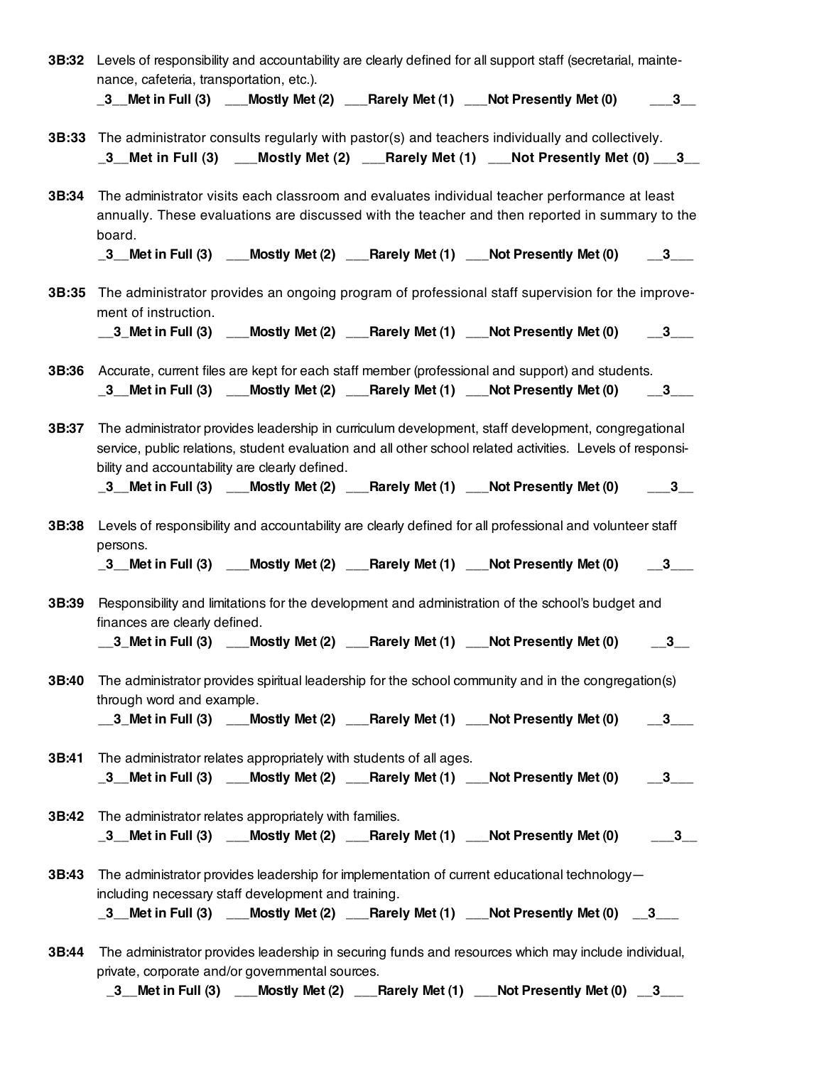**3B:32** Levels of responsibility and accountability are clearly defined for all support staff (secretarial, maintenance, cafeteria, transportation, etc.).

**_3__Met in Full (3) ___Mostly Met (2) ___Rarely Met (1) ___Not Presently Met (0) ___3__**

**3B:33** The administrator consults regularly with pastor(s) and teachers individually and collectively.

**_3__Met in Full (3) ___Mostly Met (2) ___Rarely Met (1) ___Not Presently Met (0) ___3__**

**3B:34** The administrator visits each classroom and evaluates individual teacher performance at least annually. These evaluations are discussed with the teacher and then reported in summary to the board.

**_3__Met in Full (3) ___Mostly Met (2) ___Rarely Met (1) ___Not Presently Met (0) __3___**

**3B:35** The administrator provides an ongoing program of professional staff supervision for the improvement of instruction.

**__3_Met in Full (3) ___Mostly Met (2) ___Rarely Met (1) ___Not Presently Met (0) __3___**

**3B:36** Accurate, current files are kept for each staff member (professional and support) and students.

**_3__Met in Full (3) ___Mostly Met (2) ___Rarely Met (1) ___Not Presently Met (0) __3___**

**3B:37** The administrator provides leadership in curriculum development, staff development, congregational service, public relations, student evaluation and all other school related activities. Levels of responsibility and accountability are clearly defined.

**_3__Met in Full (3) ___Mostly Met (2) ___Rarely Met (1) ___Not Presently Met (0) ___3__**

**3B:38** Levels of responsibility and accountability are clearly defined for all professional and volunteer staff persons.

**_3__Met in Full (3) ___Mostly Met (2) ___Rarely Met (1) ___Not Presently Met (0) __3___**

**3B:39** Responsibility and limitations for the development and administration of the school's budget and finances are clearly defined.

**__3_Met in Full (3) ___Mostly Met (2) ___Rarely Met (1) ___Not Presently Met (0) __3__**

**3B:40** The administrator provides spiritual leadership for the school community and in the congregation(s) through word and example.

**__3_Met in Full (3) ___Mostly Met (2) ___Rarely Met (1) ___Not Presently Met (0) __3___**

**3B:41** The administrator relates appropriately with students of all ages.

**_3__Met in Full (3) ___Mostly Met (2) ___Rarely Met (1) ___Not Presently Met (0) __3___**

**3B:42** The administrator relates appropriately with families.

**_3__Met in Full (3) ___Mostly Met (2) ___Rarely Met (1) ___Not Presently Met (0) ___3__**

**3B:43** The administrator provides leadership for implementation of current educational technology—including necessary staff development and training.

**_3__Met in Full (3) ___Mostly Met (2) ___Rarely Met (1) ___Not Presently Met (0) __3___**

**3B:44** The administrator provides leadership in securing funds and resources which may include individual, private, corporate and/or governmental sources.

**_3__Met in Full (3) ___Mostly Met (2) ___Rarely Met (1) ___Not Presently Met (0) __3___**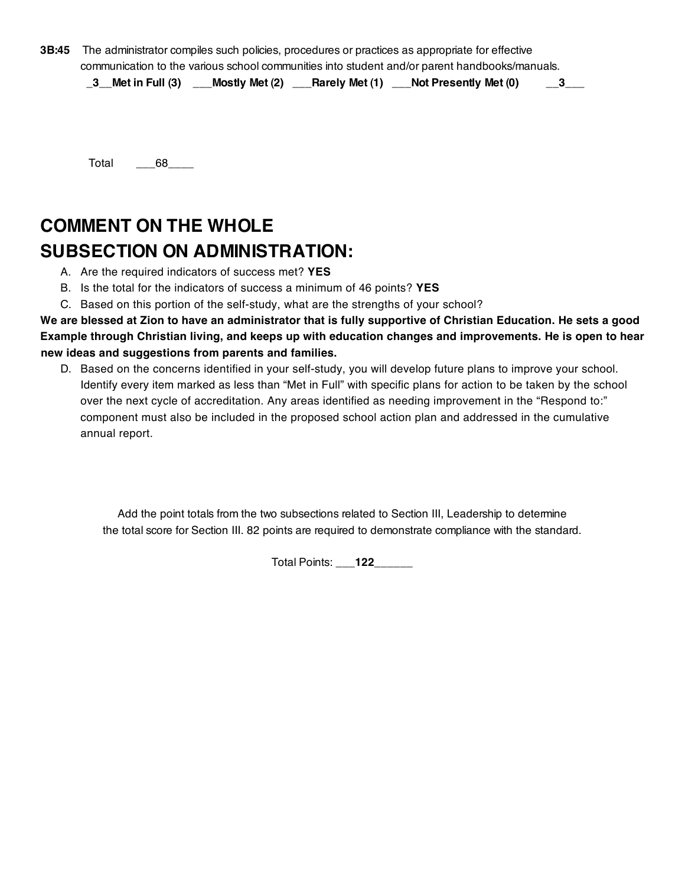**3B:45** The administrator compiles such policies, procedures or practices as appropriate for effective communication to the various school communities into student and/or parent handbooks/manuals.

**_3__Met in Full (3) ___Mostly Met (2) ___Rarely Met (1) ___Not Presently Met (0) __3___**

Total ___68____

# COMMENT ON THE WHOLE SUBSECTION ON ADMINISTRATION:

A. Are the required indicators of success met? **YES**
B. Is the total for the indicators of success a minimum of 46 points? **YES**
C. Based on this portion of the self-study, what are the strengths of your school?

**We are blessed at Zion to have an administrator that is fully supportive of Christian Education. He sets a good Example through Christian living, and keeps up with education changes and improvements. He is open to hear new ideas and suggestions from parents and families.**

D. Based on the concerns identified in your self-study, you will develop future plans to improve your school. Identify every item marked as less than "Met in Full" with specific plans for action to be taken by the school over the next cycle of accreditation. Any areas identified as needing improvement in the "Respond to:" component must also be included in the proposed school action plan and addressed in the cumulative annual report.

Add the point totals from the two subsections related to Section III, Leadership to determine the total score for Section III. 82 points are required to demonstrate compliance with the standard.

Total Points: ___**122**______